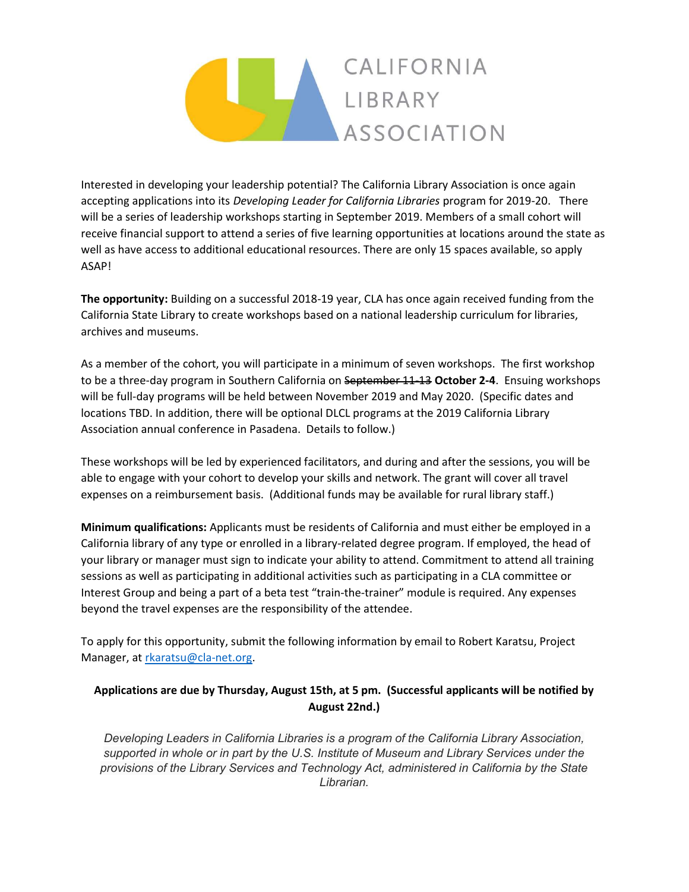# CALIFORNIA LIBRARY ASSOCIATION

Interested in developing your leadership potential? The California Library Association is once again accepting applications into its *Developing Leader for California Libraries* program for 2019-20. There will be a series of leadership workshops starting in September 2019. Members of a small cohort will receive financial support to attend a series of five learning opportunities at locations around the state as well as have access to additional educational resources. There are only 15 spaces available, so apply ASAP!

**The opportunity:** Building on a successful 2018-19 year, CLA has once again received funding from the California State Library to create workshops based on a national leadership curriculum for libraries, archives and museums.

As a member of the cohort, you will participate in a minimum of seven workshops. The first workshop to be a three-day program in Southern California on ~~September 11-13~~ **October 2-4**. Ensuing workshops will be full-day programs will be held between November 2019 and May 2020. (Specific dates and locations TBD. In addition, there will be optional DLCL programs at the 2019 California Library Association annual conference in Pasadena. Details to follow.)

These workshops will be led by experienced facilitators, and during and after the sessions, you will be able to engage with your cohort to develop your skills and network. The grant will cover all travel expenses on a reimbursement basis. (Additional funds may be available for rural library staff.)

**Minimum qualifications:** Applicants must be residents of California and must either be employed in a California library of any type or enrolled in a library-related degree program. If employed, the head of your library or manager must sign to indicate your ability to attend. Commitment to attend all training sessions as well as participating in additional activities such as participating in a CLA committee or Interest Group and being a part of a beta test "train-the-trainer" module is required. Any expenses beyond the travel expenses are the responsibility of the attendee.

To apply for this opportunity, submit the following information by email to Robert Karatsu, Project Manager, at rkaratsu@cla-net.org.

**Applications are due by Thursday, August 15th, at 5 pm. (Successful applicants will be notified by August 22nd.)**

*Developing Leaders in California Libraries is a program of the California Library Association, supported in whole or in part by the U.S. Institute of Museum and Library Services under the provisions of the Library Services and Technology Act, administered in California by the State Librarian.*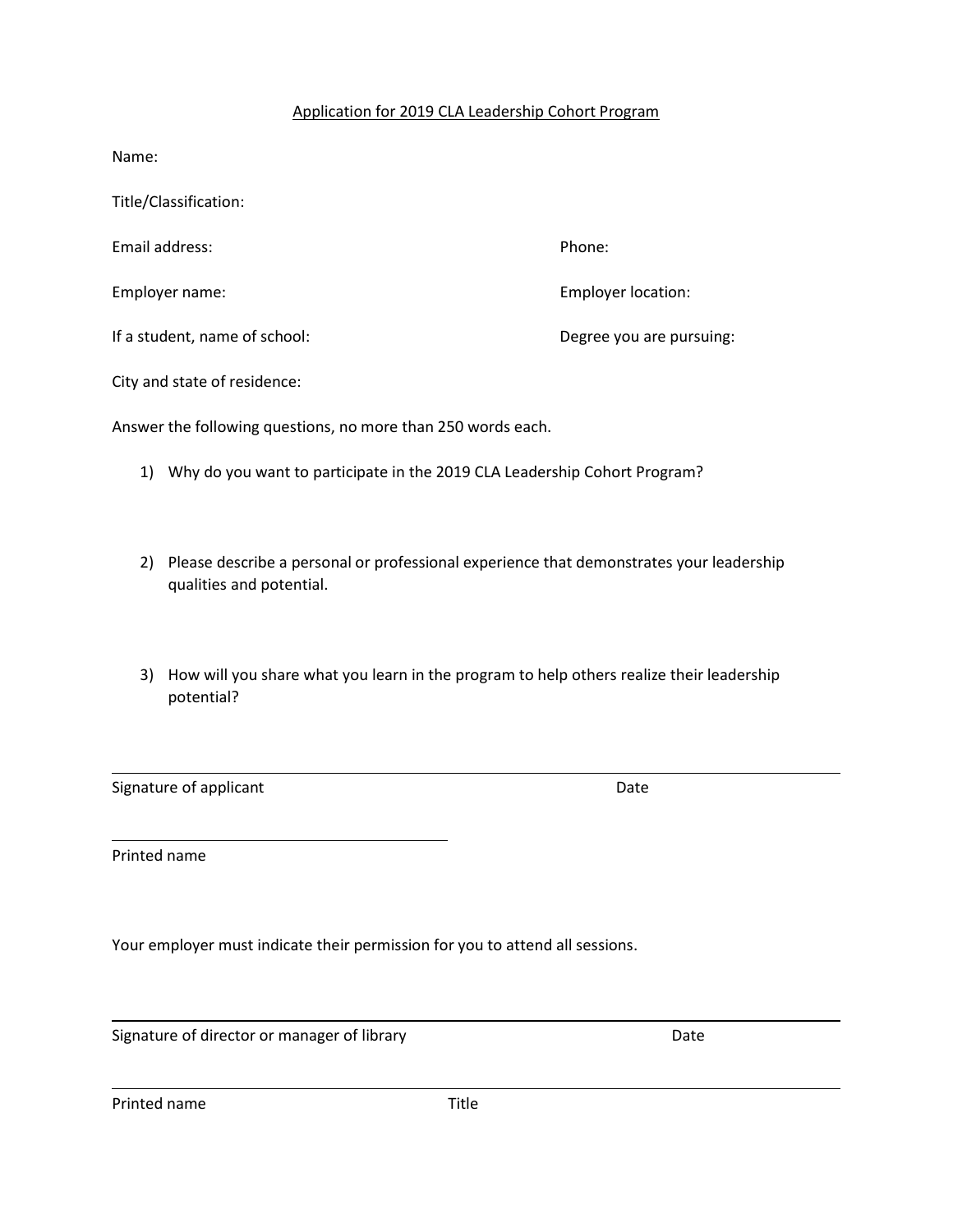# Application for 2019 CLA Leadership Cohort Program

Name:

Title/Classification:

Email address: Phone:

Employer name: Employer location:

If a student, name of school: Degree you are pursuing:

City and state of residence:

Answer the following questions, no more than 250 words each.

1) Why do you want to participate in the 2019 CLA Leadership Cohort Program?

2) Please describe a personal or professional experience that demonstrates your leadership qualities and potential.

3) How will you share what you learn in the program to help others realize their leadership potential?

---

Signature of applicant Date

---

Printed name

Your employer must indicate their permission for you to attend all sessions.

---

Signature of director or manager of library Date

---

Printed name Title